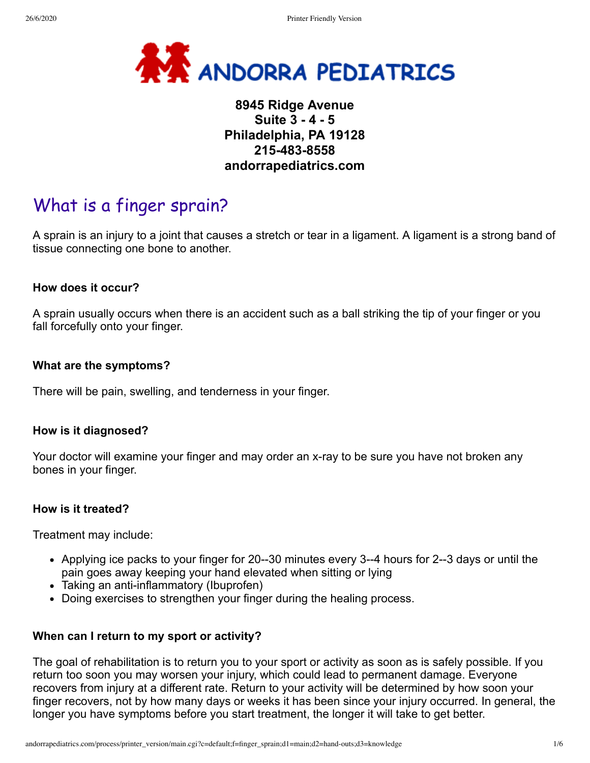# ANDORRA PEDIATRICS

**8945 Ridge Avenue**
**Suite 3 - 4 - 5**
**Philadelphia, PA 19128**
**215-483-8558**
**andorrapediatrics.com**

# What is a finger sprain?

A sprain is an injury to a joint that causes a stretch or tear in a ligament. A ligament is a strong band of tissue connecting one bone to another.

### How does it occur?

A sprain usually occurs when there is an accident such as a ball striking the tip of your finger or you fall forcefully onto your finger.

### What are the symptoms?

There will be pain, swelling, and tenderness in your finger.

### How is it diagnosed?

Your doctor will examine your finger and may order an x-ray to be sure you have not broken any bones in your finger.

### How is it treated?

Treatment may include:

- Applying ice packs to your finger for 20--30 minutes every 3--4 hours for 2--3 days or until the pain goes away keeping your hand elevated when sitting or lying
- Taking an anti-inflammatory (Ibuprofen)
- Doing exercises to strengthen your finger during the healing process.

### When can I return to my sport or activity?

The goal of rehabilitation is to return you to your sport or activity as soon as is safely possible. If you return too soon you may worsen your injury, which could lead to permanent damage. Everyone recovers from injury at a different rate. Return to your activity will be determined by how soon your finger recovers, not by how many days or weeks it has been since your injury occurred. In general, the longer you have symptoms before you start treatment, the longer it will take to get better.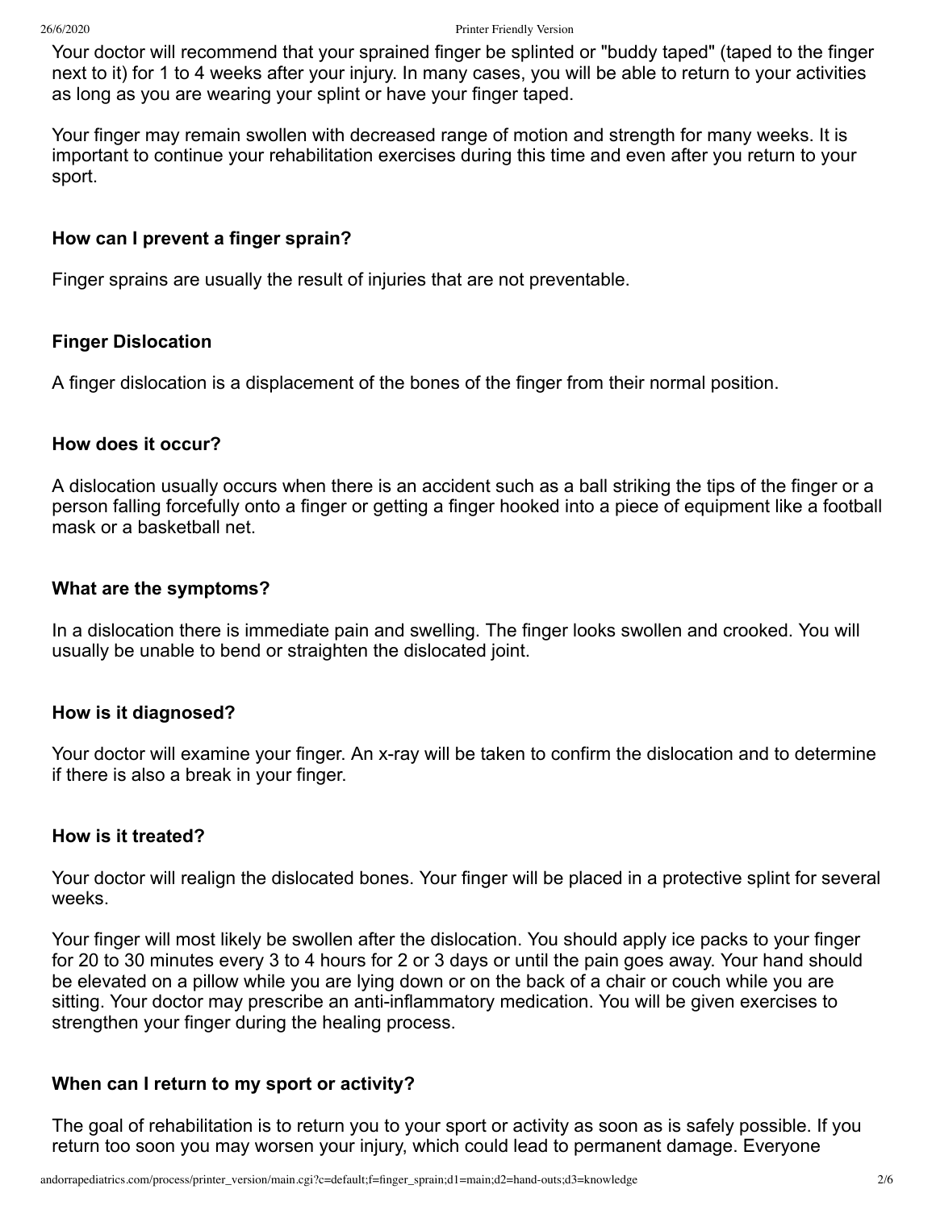Your doctor will recommend that your sprained finger be splinted or "buddy taped" (taped to the finger next to it) for 1 to 4 weeks after your injury. In many cases, you will be able to return to your activities as long as you are wearing your splint or have your finger taped.

Your finger may remain swollen with decreased range of motion and strength for many weeks. It is important to continue your rehabilitation exercises during this time and even after you return to your sport.

### How can I prevent a finger sprain?

Finger sprains are usually the result of injuries that are not preventable.

### Finger Dislocation

A finger dislocation is a displacement of the bones of the finger from their normal position.

### How does it occur?

A dislocation usually occurs when there is an accident such as a ball striking the tips of the finger or a person falling forcefully onto a finger or getting a finger hooked into a piece of equipment like a football mask or a basketball net.

### What are the symptoms?

In a dislocation there is immediate pain and swelling. The finger looks swollen and crooked. You will usually be unable to bend or straighten the dislocated joint.

### How is it diagnosed?

Your doctor will examine your finger. An x-ray will be taken to confirm the dislocation and to determine if there is also a break in your finger.

### How is it treated?

Your doctor will realign the dislocated bones. Your finger will be placed in a protective splint for several weeks.

Your finger will most likely be swollen after the dislocation. You should apply ice packs to your finger for 20 to 30 minutes every 3 to 4 hours for 2 or 3 days or until the pain goes away. Your hand should be elevated on a pillow while you are lying down or on the back of a chair or couch while you are sitting. Your doctor may prescribe an anti-inflammatory medication. You will be given exercises to strengthen your finger during the healing process.

### When can I return to my sport or activity?

The goal of rehabilitation is to return you to your sport or activity as soon as is safely possible. If you return too soon you may worsen your injury, which could lead to permanent damage. Everyone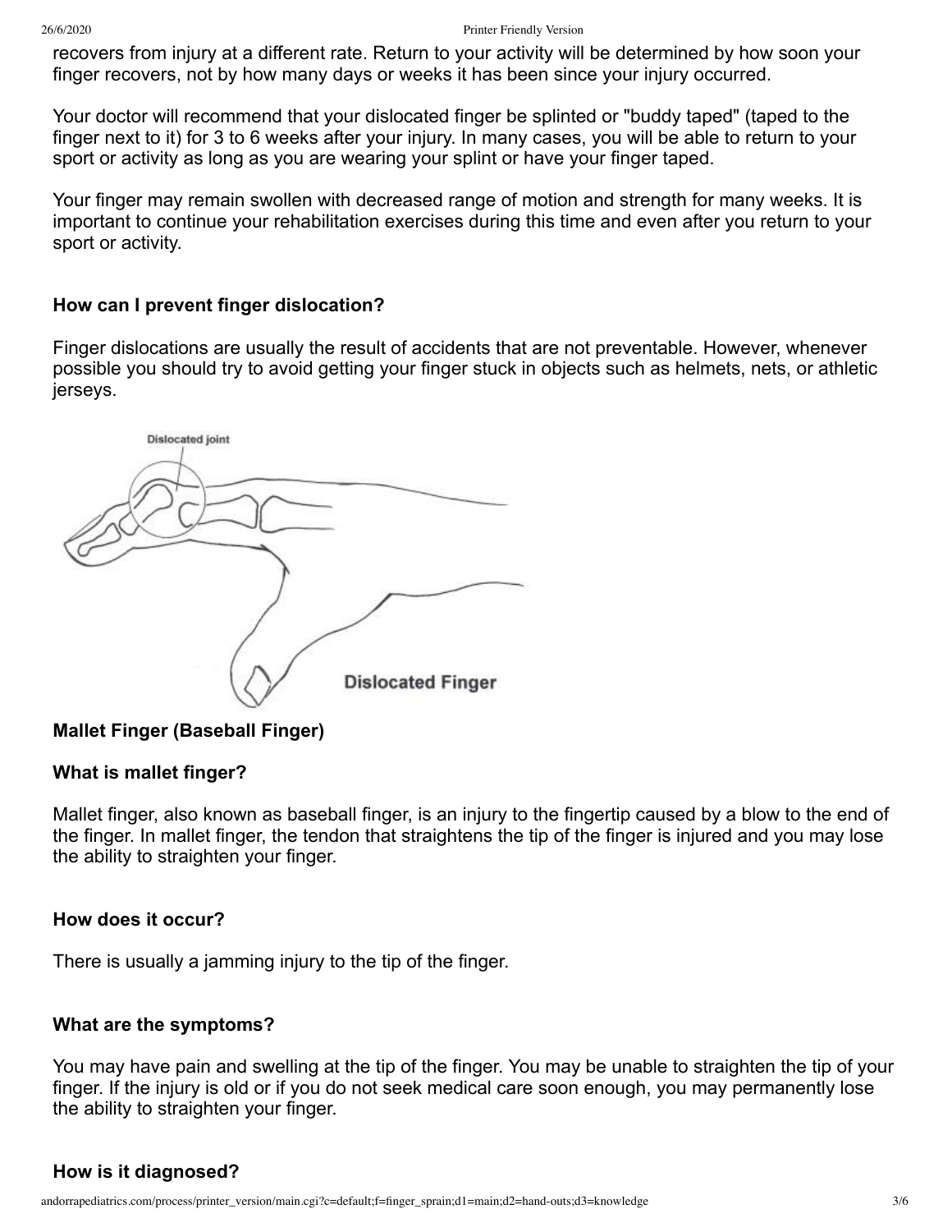recovers from injury at a different rate. Return to your activity will be determined by how soon your finger recovers, not by how many days or weeks it has been since your injury occurred.

Your doctor will recommend that your dislocated finger be splinted or "buddy taped" (taped to the finger next to it) for 3 to 6 weeks after your injury. In many cases, you will be able to return to your sport or activity as long as you are wearing your splint or have your finger taped.

Your finger may remain swollen with decreased range of motion and strength for many weeks. It is important to continue your rehabilitation exercises during this time and even after you return to your sport or activity.

### How can I prevent finger dislocation?

Finger dislocations are usually the result of accidents that are not preventable. However, whenever possible you should try to avoid getting your finger stuck in objects such as helmets, nets, or athletic jerseys.

Dislocated joint

Dislocated Finger

### Mallet Finger (Baseball Finger)

### What is mallet finger?

Mallet finger, also known as baseball finger, is an injury to the fingertip caused by a blow to the end of the finger. In mallet finger, the tendon that straightens the tip of the finger is injured and you may lose the ability to straighten your finger.

### How does it occur?

There is usually a jamming injury to the tip of the finger.

### What are the symptoms?

You may have pain and swelling at the tip of the finger. You may be unable to straighten the tip of your finger. If the injury is old or if you do not seek medical care soon enough, you may permanently lose the ability to straighten your finger.

### How is it diagnosed?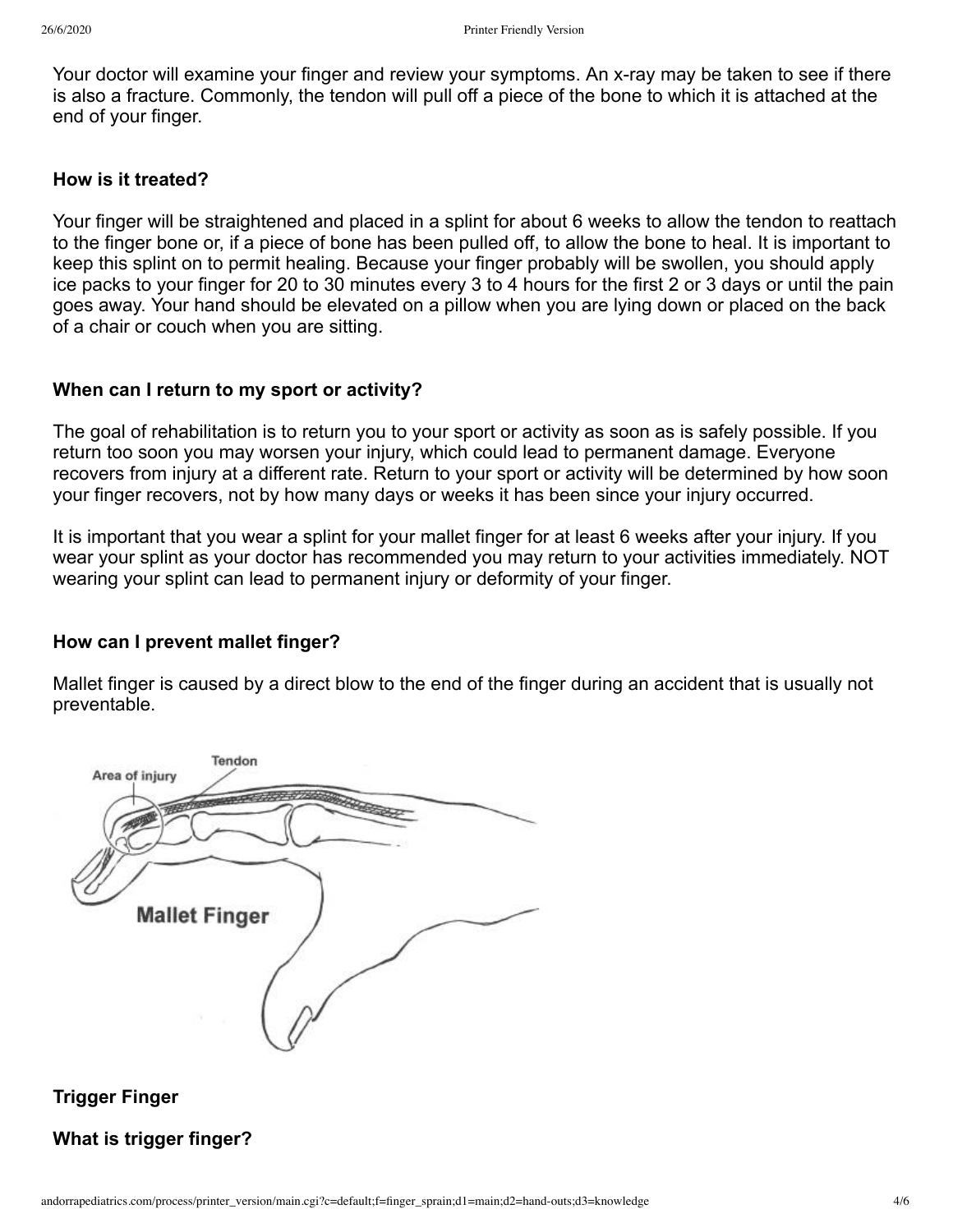Your doctor will examine your finger and review your symptoms. An x-ray may be taken to see if there is also a fracture. Commonly, the tendon will pull off a piece of the bone to which it is attached at the end of your finger.

**How is it treated?**

Your finger will be straightened and placed in a splint for about 6 weeks to allow the tendon to reattach to the finger bone or, if a piece of bone has been pulled off, to allow the bone to heal. It is important to keep this splint on to permit healing. Because your finger probably will be swollen, you should apply ice packs to your finger for 20 to 30 minutes every 3 to 4 hours for the first 2 or 3 days or until the pain goes away. Your hand should be elevated on a pillow when you are lying down or placed on the back of a chair or couch when you are sitting.

**When can I return to my sport or activity?**

The goal of rehabilitation is to return you to your sport or activity as soon as is safely possible. If you return too soon you may worsen your injury, which could lead to permanent damage. Everyone recovers from injury at a different rate. Return to your sport or activity will be determined by how soon your finger recovers, not by how many days or weeks it has been since your injury occurred.

It is important that you wear a splint for your mallet finger for at least 6 weeks after your injury. If you wear your splint as your doctor has recommended you may return to your activities immediately. NOT wearing your splint can lead to permanent injury or deformity of your finger.

**How can I prevent mallet finger?**

Mallet finger is caused by a direct blow to the end of the finger during an accident that is usually not preventable.

Mallet Finger

**Trigger Finger**

**What is trigger finger?**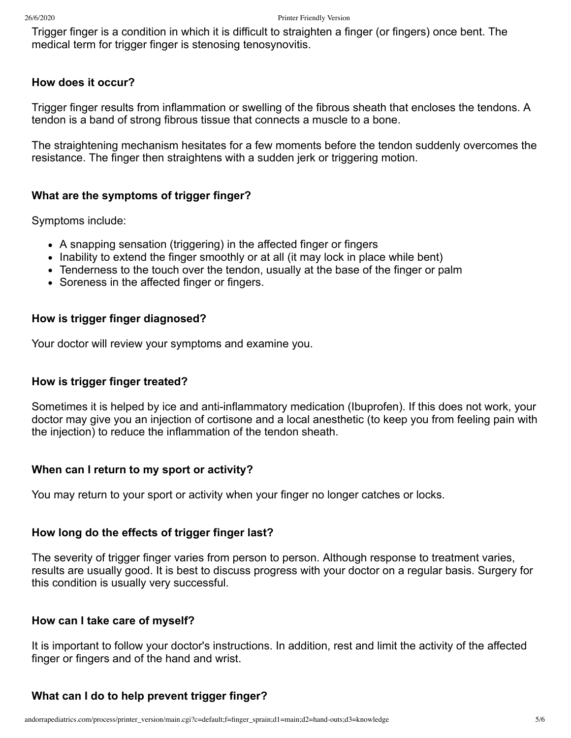Trigger finger is a condition in which it is difficult to straighten a finger (or fingers) once bent. The medical term for trigger finger is stenosing tenosynovitis.

### How does it occur?

Trigger finger results from inflammation or swelling of the fibrous sheath that encloses the tendons. A tendon is a band of strong fibrous tissue that connects a muscle to a bone.

The straightening mechanism hesitates for a few moments before the tendon suddenly overcomes the resistance. The finger then straightens with a sudden jerk or triggering motion.

### What are the symptoms of trigger finger?

Symptoms include:

- A snapping sensation (triggering) in the affected finger or fingers
- Inability to extend the finger smoothly or at all (it may lock in place while bent)
- Tenderness to the touch over the tendon, usually at the base of the finger or palm
- Soreness in the affected finger or fingers.

### How is trigger finger diagnosed?

Your doctor will review your symptoms and examine you.

### How is trigger finger treated?

Sometimes it is helped by ice and anti-inflammatory medication (Ibuprofen). If this does not work, your doctor may give you an injection of cortisone and a local anesthetic (to keep you from feeling pain with the injection) to reduce the inflammation of the tendon sheath.

### When can I return to my sport or activity?

You may return to your sport or activity when your finger no longer catches or locks.

### How long do the effects of trigger finger last?

The severity of trigger finger varies from person to person. Although response to treatment varies, results are usually good. It is best to discuss progress with your doctor on a regular basis. Surgery for this condition is usually very successful.

### How can I take care of myself?

It is important to follow your doctor's instructions. In addition, rest and limit the activity of the affected finger or fingers and of the hand and wrist.

### What can I do to help prevent trigger finger?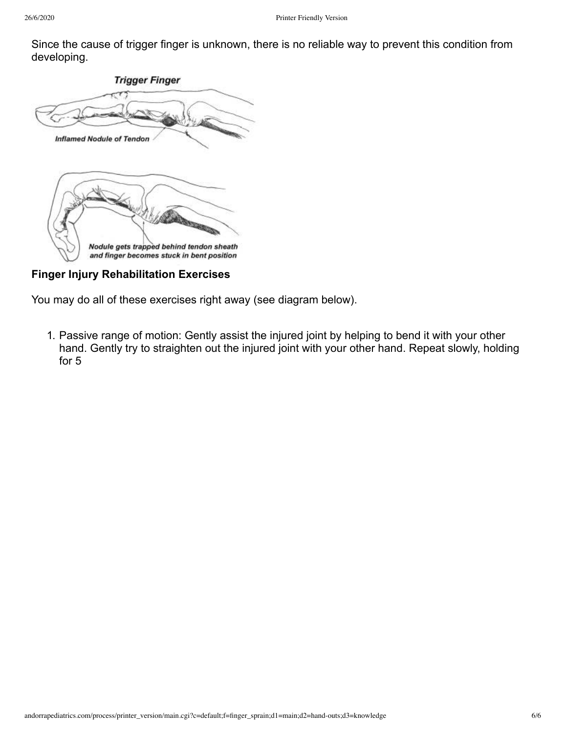Since the cause of trigger finger is unknown, there is no reliable way to prevent this condition from developing.

**Trigger Finger**

*Inflamed Nodule of Tendon*

*Nodule gets trapped behind tendon sheath and finger becomes stuck in bent position*

**Finger Injury Rehabilitation Exercises**

You may do all of these exercises right away (see diagram below).

1. Passive range of motion: Gently assist the injured joint by helping to bend it with your other hand. Gently try to straighten out the injured joint with your other hand. Repeat slowly, holding for 5